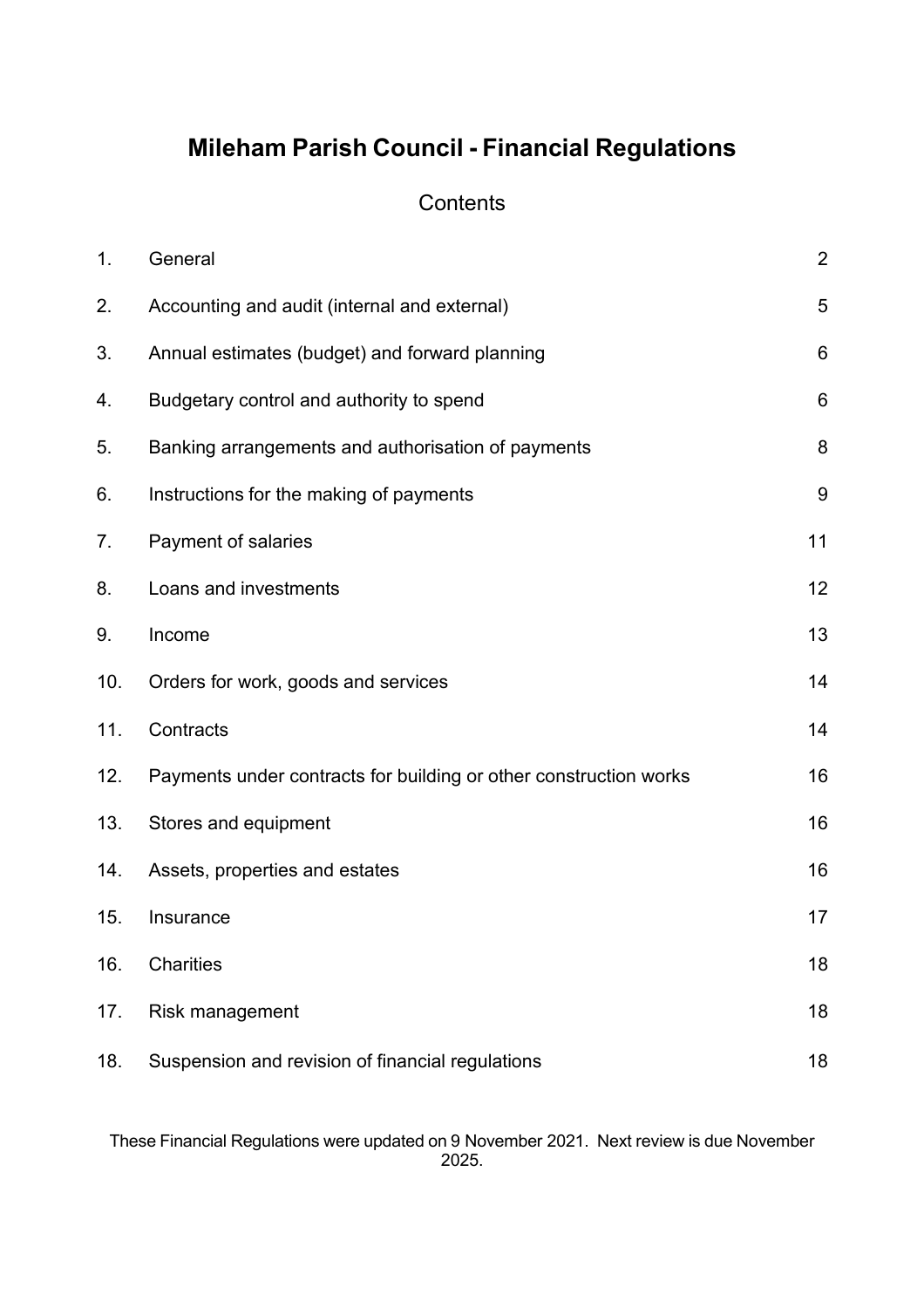# Mileham Parish Council - Financial Regulations

## Contents

| | | |
|---|---|---|
| 1. | General | 2 |
| 2. | Accounting and audit (internal and external) | 5 |
| 3. | Annual estimates (budget) and forward planning | 6 |
| 4. | Budgetary control and authority to spend | 6 |
| 5. | Banking arrangements and authorisation of payments | 8 |
| 6. | Instructions for the making of payments | 9 |
| 7. | Payment of salaries | 11 |
| 8. | Loans and investments | 12 |
| 9. | Income | 13 |
| 10. | Orders for work, goods and services | 14 |
| 11. | Contracts | 14 |
| 12. | Payments under contracts for building or other construction works | 16 |
| 13. | Stores and equipment | 16 |
| 14. | Assets, properties and estates | 16 |
| 15. | Insurance | 17 |
| 16. | Charities | 18 |
| 17. | Risk management | 18 |
| 18. | Suspension and revision of financial regulations | 18 |

These Financial Regulations were updated on 9 November 2021. Next review is due November 2025.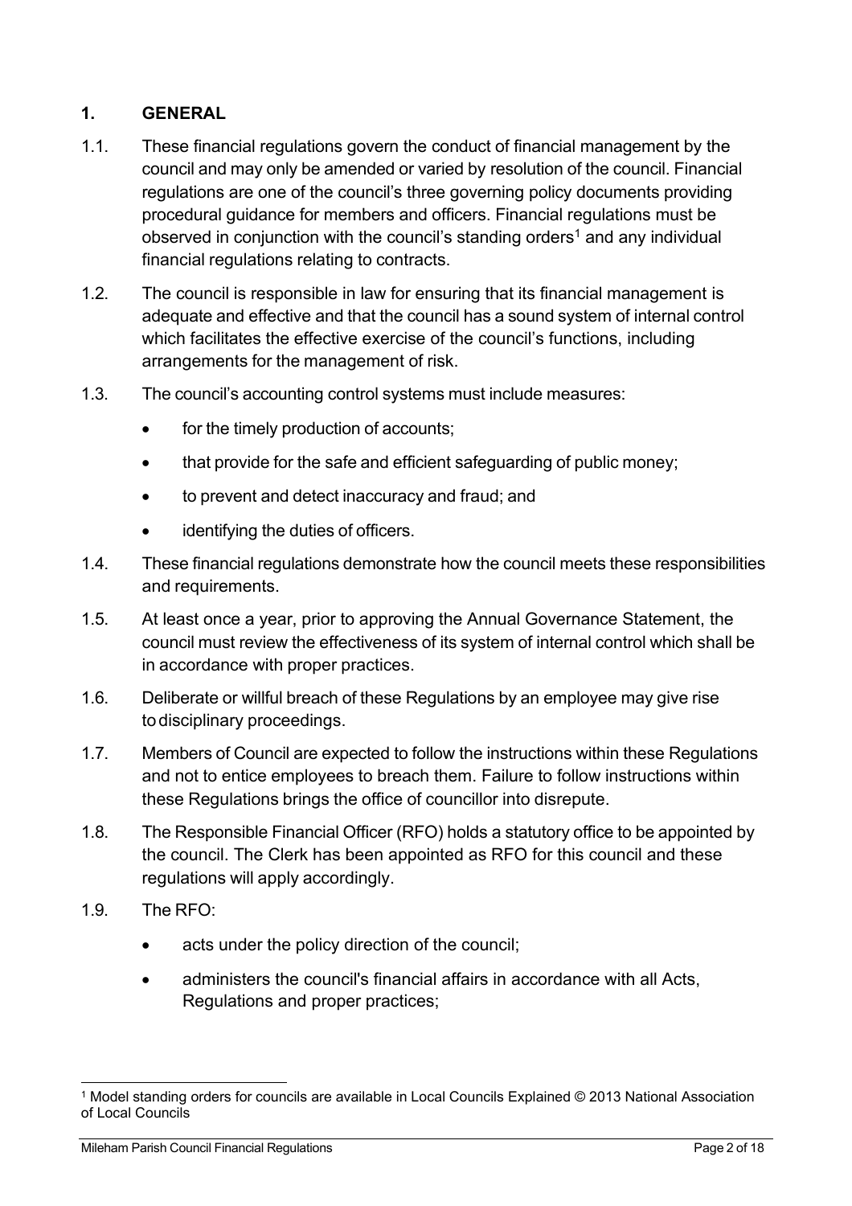## 1. GENERAL

1.1. These financial regulations govern the conduct of financial management by the council and may only be amended or varied by resolution of the council. Financial regulations are one of the council's three governing policy documents providing procedural guidance for members and officers. Financial regulations must be observed in conjunction with the council's standing orders[1] and any individual financial regulations relating to contracts.

1.2. The council is responsible in law for ensuring that its financial management is adequate and effective and that the council has a sound system of internal control which facilitates the effective exercise of the council's functions, including arrangements for the management of risk.

1.3. The council's accounting control systems must include measures:

- for the timely production of accounts;
- that provide for the safe and efficient safeguarding of public money;
- to prevent and detect inaccuracy and fraud; and
- identifying the duties of officers.

1.4. These financial regulations demonstrate how the council meets these responsibilities and requirements.

1.5. At least once a year, prior to approving the Annual Governance Statement, the council must review the effectiveness of its system of internal control which shall be in accordance with proper practices.

1.6. Deliberate or willful breach of these Regulations by an employee may give rise to disciplinary proceedings.

1.7. Members of Council are expected to follow the instructions within these Regulations and not to entice employees to breach them. Failure to follow instructions within these Regulations brings the office of councillor into disrepute.

1.8. The Responsible Financial Officer (RFO) holds a statutory office to be appointed by the council. The Clerk has been appointed as RFO for this council and these regulations will apply accordingly.

1.9. The RFO:

- acts under the policy direction of the council;
- administers the council's financial affairs in accordance with all Acts, Regulations and proper practices;

[1] Model standing orders for councils are available in Local Councils Explained © 2013 National Association of Local Councils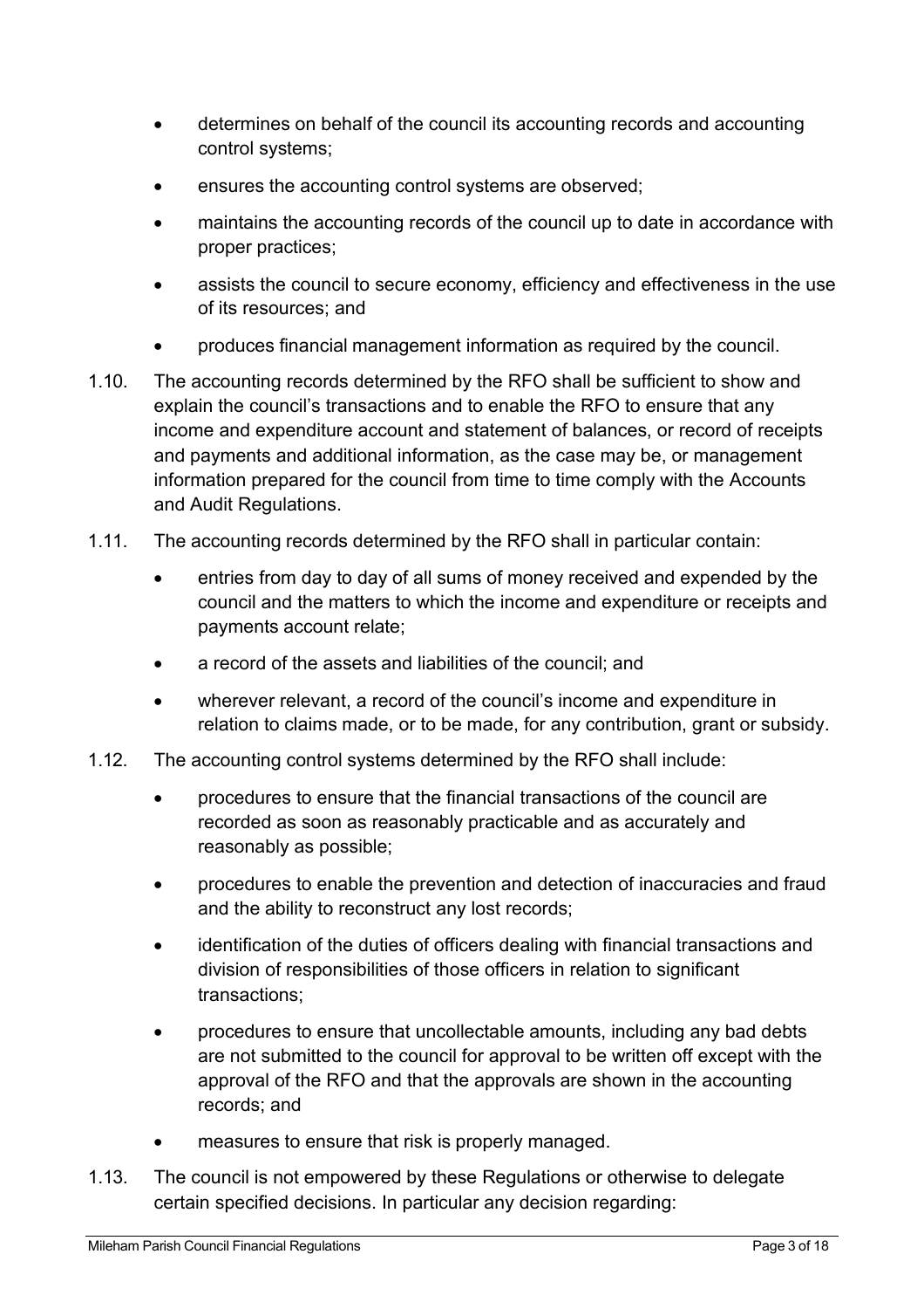- determines on behalf of the council its accounting records and accounting control systems;
- ensures the accounting control systems are observed;
- maintains the accounting records of the council up to date in accordance with proper practices;
- assists the council to secure economy, efficiency and effectiveness in the use of its resources; and
- produces financial management information as required by the council.

1.10. The accounting records determined by the RFO shall be sufficient to show and explain the council's transactions and to enable the RFO to ensure that any income and expenditure account and statement of balances, or record of receipts and payments and additional information, as the case may be, or management information prepared for the council from time to time comply with the Accounts and Audit Regulations.

1.11. The accounting records determined by the RFO shall in particular contain:

- entries from day to day of all sums of money received and expended by the council and the matters to which the income and expenditure or receipts and payments account relate;
- a record of the assets and liabilities of the council; and
- wherever relevant, a record of the council's income and expenditure in relation to claims made, or to be made, for any contribution, grant or subsidy.

1.12. The accounting control systems determined by the RFO shall include:

- procedures to ensure that the financial transactions of the council are recorded as soon as reasonably practicable and as accurately and reasonably as possible;
- procedures to enable the prevention and detection of inaccuracies and fraud and the ability to reconstruct any lost records;
- identification of the duties of officers dealing with financial transactions and division of responsibilities of those officers in relation to significant transactions;
- procedures to ensure that uncollectable amounts, including any bad debts are not submitted to the council for approval to be written off except with the approval of the RFO and that the approvals are shown in the accounting records; and
- measures to ensure that risk is properly managed.

1.13. The council is not empowered by these Regulations or otherwise to delegate certain specified decisions. In particular any decision regarding: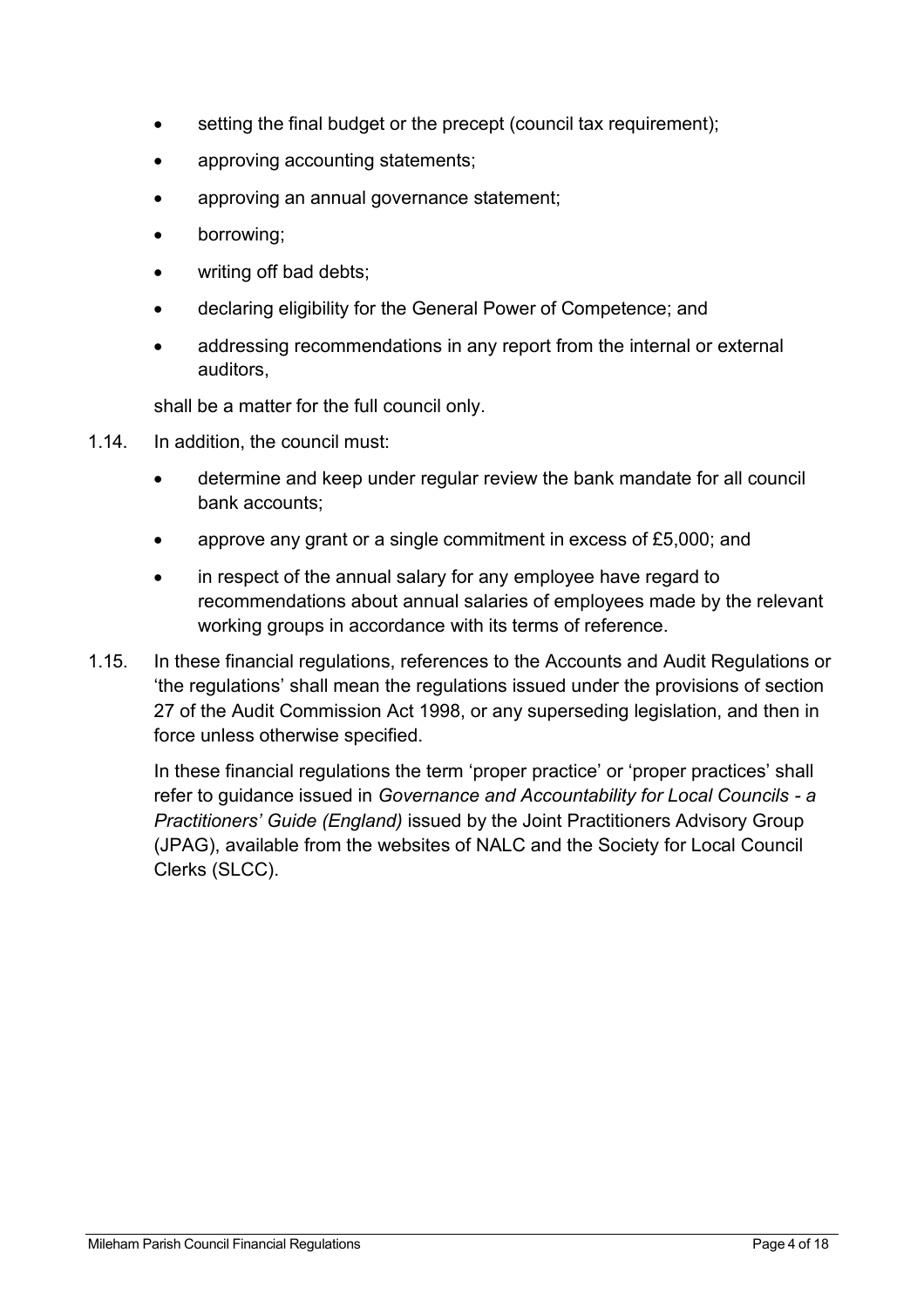- setting the final budget or the precept (council tax requirement);
- approving accounting statements;
- approving an annual governance statement;
- borrowing;
- writing off bad debts;
- declaring eligibility for the General Power of Competence; and
- addressing recommendations in any report from the internal or external auditors,

shall be a matter for the full council only.

1.14. In addition, the council must:

- determine and keep under regular review the bank mandate for all council bank accounts;
- approve any grant or a single commitment in excess of £5,000; and
- in respect of the annual salary for any employee have regard to recommendations about annual salaries of employees made by the relevant working groups in accordance with its terms of reference.

1.15. In these financial regulations, references to the Accounts and Audit Regulations or 'the regulations' shall mean the regulations issued under the provisions of section 27 of the Audit Commission Act 1998, or any superseding legislation, and then in force unless otherwise specified.

In these financial regulations the term 'proper practice' or 'proper practices' shall refer to guidance issued in *Governance and Accountability for Local Councils - a Practitioners' Guide (England)* issued by the Joint Practitioners Advisory Group (JPAG), available from the websites of NALC and the Society for Local Council Clerks (SLCC).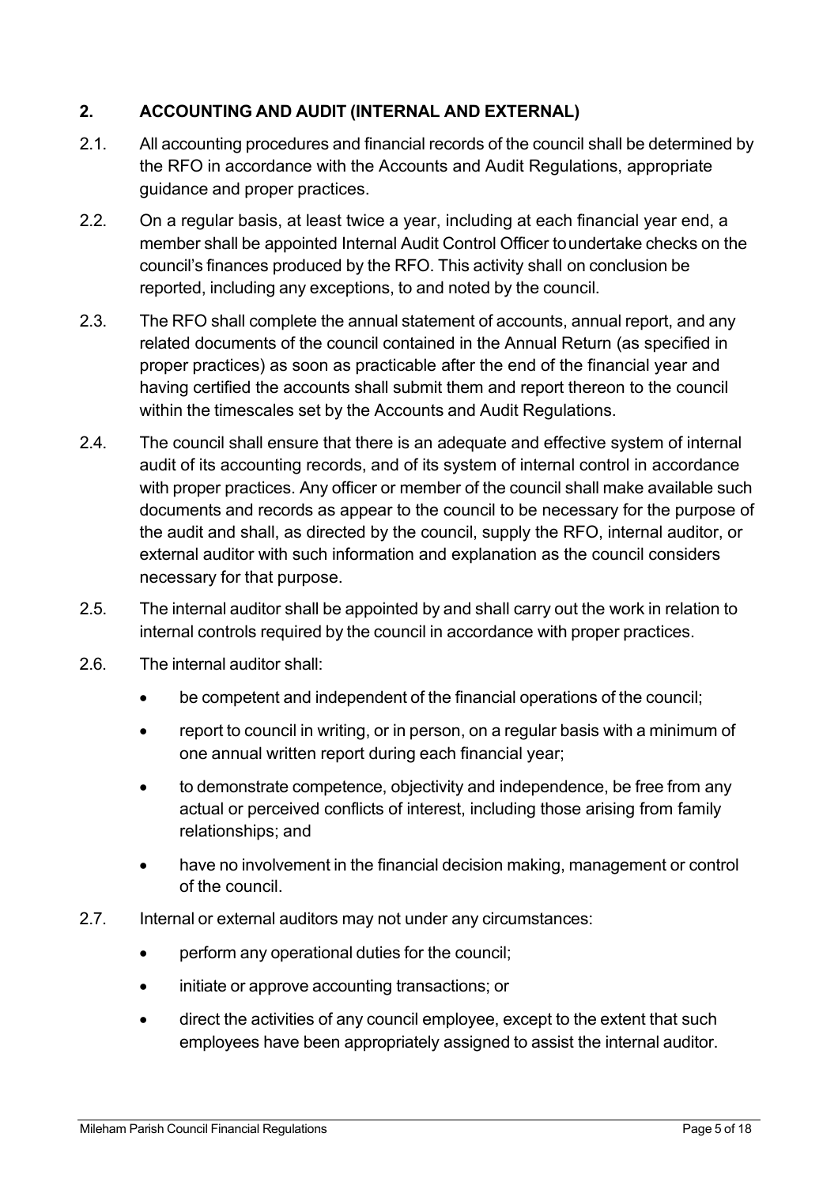## 2. ACCOUNTING AND AUDIT (INTERNAL AND EXTERNAL)

2.1. All accounting procedures and financial records of the council shall be determined by the RFO in accordance with the Accounts and Audit Regulations, appropriate guidance and proper practices.

2.2. On a regular basis, at least twice a year, including at each financial year end, a member shall be appointed Internal Audit Control Officer to undertake checks on the council's finances produced by the RFO. This activity shall on conclusion be reported, including any exceptions, to and noted by the council.

2.3. The RFO shall complete the annual statement of accounts, annual report, and any related documents of the council contained in the Annual Return (as specified in proper practices) as soon as practicable after the end of the financial year and having certified the accounts shall submit them and report thereon to the council within the timescales set by the Accounts and Audit Regulations.

2.4. The council shall ensure that there is an adequate and effective system of internal audit of its accounting records, and of its system of internal control in accordance with proper practices. Any officer or member of the council shall make available such documents and records as appear to the council to be necessary for the purpose of the audit and shall, as directed by the council, supply the RFO, internal auditor, or external auditor with such information and explanation as the council considers necessary for that purpose.

2.5. The internal auditor shall be appointed by and shall carry out the work in relation to internal controls required by the council in accordance with proper practices.

2.6. The internal auditor shall:

- be competent and independent of the financial operations of the council;
- report to council in writing, or in person, on a regular basis with a minimum of one annual written report during each financial year;
- to demonstrate competence, objectivity and independence, be free from any actual or perceived conflicts of interest, including those arising from family relationships; and
- have no involvement in the financial decision making, management or control of the council.

2.7. Internal or external auditors may not under any circumstances:

- perform any operational duties for the council;
- initiate or approve accounting transactions; or
- direct the activities of any council employee, except to the extent that such employees have been appropriately assigned to assist the internal auditor.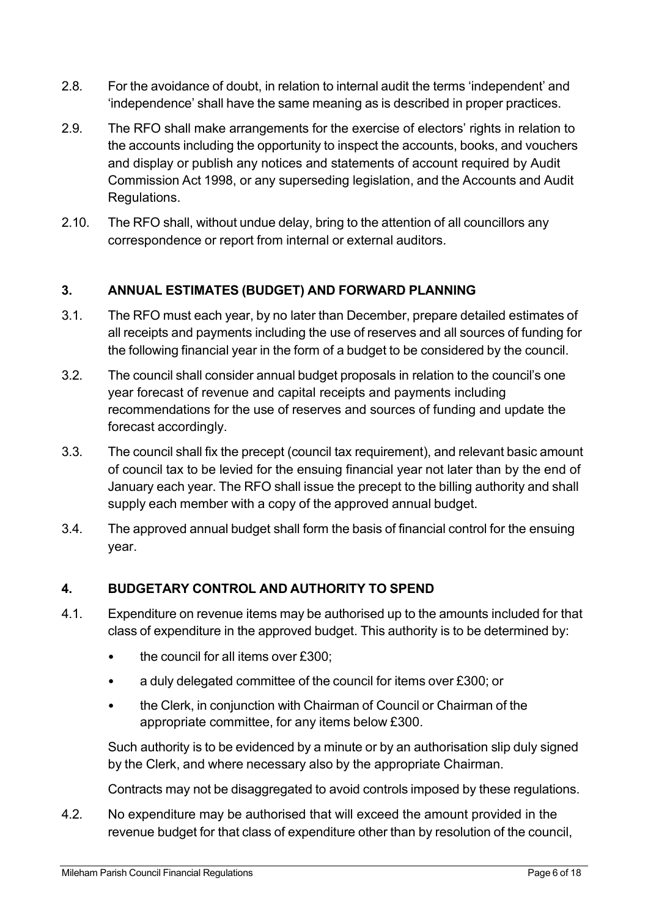2.8. For the avoidance of doubt, in relation to internal audit the terms 'independent' and 'independence' shall have the same meaning as is described in proper practices.

2.9. The RFO shall make arrangements for the exercise of electors' rights in relation to the accounts including the opportunity to inspect the accounts, books, and vouchers and display or publish any notices and statements of account required by Audit Commission Act 1998, or any superseding legislation, and the Accounts and Audit Regulations.

2.10. The RFO shall, without undue delay, bring to the attention of all councillors any correspondence or report from internal or external auditors.

## 3. ANNUAL ESTIMATES (BUDGET) AND FORWARD PLANNING

3.1. The RFO must each year, by no later than December, prepare detailed estimates of all receipts and payments including the use of reserves and all sources of funding for the following financial year in the form of a budget to be considered by the council.

3.2. The council shall consider annual budget proposals in relation to the council's one year forecast of revenue and capital receipts and payments including recommendations for the use of reserves and sources of funding and update the forecast accordingly.

3.3. The council shall fix the precept (council tax requirement), and relevant basic amount of council tax to be levied for the ensuing financial year not later than by the end of January each year. The RFO shall issue the precept to the billing authority and shall supply each member with a copy of the approved annual budget.

3.4. The approved annual budget shall form the basis of financial control for the ensuing year.

## 4. BUDGETARY CONTROL AND AUTHORITY TO SPEND

4.1. Expenditure on revenue items may be authorised up to the amounts included for that class of expenditure in the approved budget. This authority is to be determined by:

- the council for all items over £300;
- a duly delegated committee of the council for items over £300; or
- the Clerk, in conjunction with Chairman of Council or Chairman of the appropriate committee, for any items below £300.

Such authority is to be evidenced by a minute or by an authorisation slip duly signed by the Clerk, and where necessary also by the appropriate Chairman.

Contracts may not be disaggregated to avoid controls imposed by these regulations.

4.2. No expenditure may be authorised that will exceed the amount provided in the revenue budget for that class of expenditure other than by resolution of the council,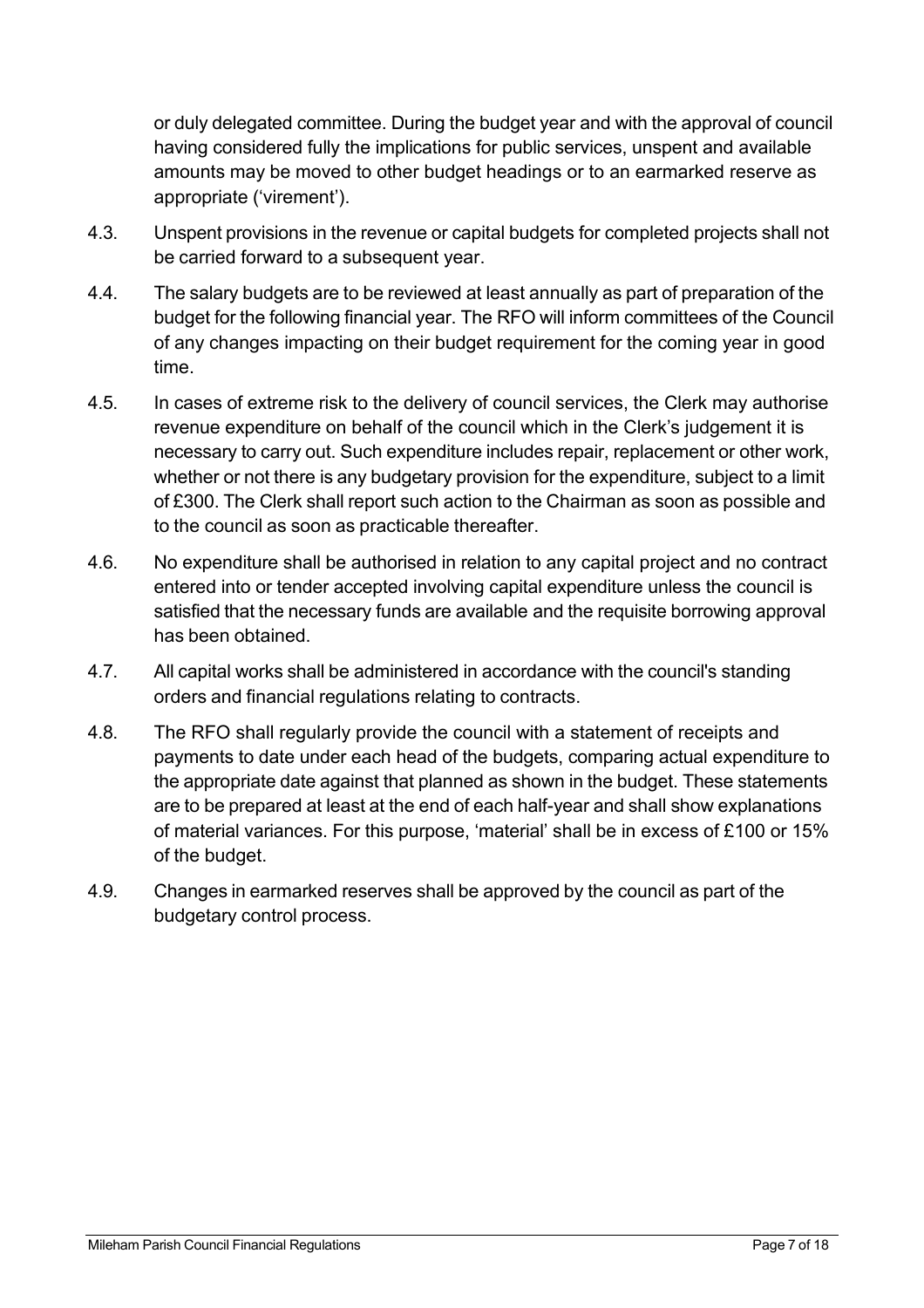or duly delegated committee. During the budget year and with the approval of council having considered fully the implications for public services, unspent and available amounts may be moved to other budget headings or to an earmarked reserve as appropriate ('virement').

4.3. Unspent provisions in the revenue or capital budgets for completed projects shall not be carried forward to a subsequent year.

4.4. The salary budgets are to be reviewed at least annually as part of preparation of the budget for the following financial year. The RFO will inform committees of the Council of any changes impacting on their budget requirement for the coming year in good time.

4.5. In cases of extreme risk to the delivery of council services, the Clerk may authorise revenue expenditure on behalf of the council which in the Clerk's judgement it is necessary to carry out. Such expenditure includes repair, replacement or other work, whether or not there is any budgetary provision for the expenditure, subject to a limit of £300. The Clerk shall report such action to the Chairman as soon as possible and to the council as soon as practicable thereafter.

4.6. No expenditure shall be authorised in relation to any capital project and no contract entered into or tender accepted involving capital expenditure unless the council is satisfied that the necessary funds are available and the requisite borrowing approval has been obtained.

4.7. All capital works shall be administered in accordance with the council's standing orders and financial regulations relating to contracts.

4.8. The RFO shall regularly provide the council with a statement of receipts and payments to date under each head of the budgets, comparing actual expenditure to the appropriate date against that planned as shown in the budget. These statements are to be prepared at least at the end of each half-year and shall show explanations of material variances. For this purpose, 'material' shall be in excess of £100 or 15% of the budget.

4.9. Changes in earmarked reserves shall be approved by the council as part of the budgetary control process.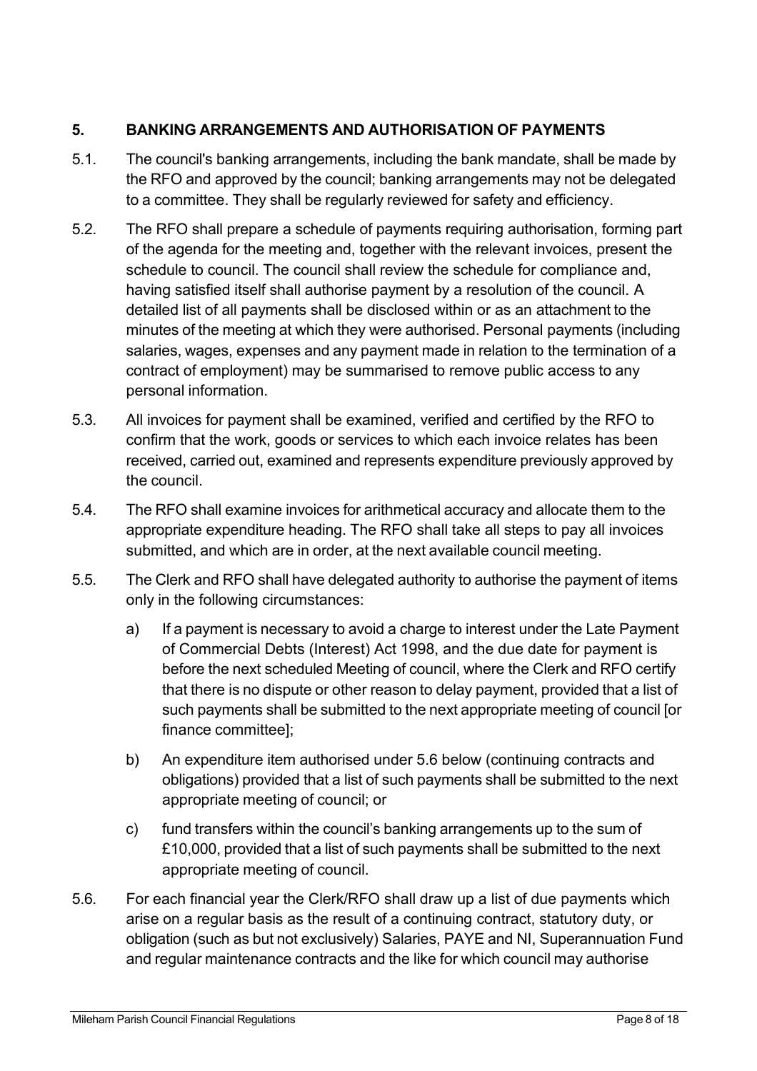## 5. BANKING ARRANGEMENTS AND AUTHORISATION OF PAYMENTS

5.1. The council's banking arrangements, including the bank mandate, shall be made by the RFO and approved by the council; banking arrangements may not be delegated to a committee. They shall be regularly reviewed for safety and efficiency.

5.2. The RFO shall prepare a schedule of payments requiring authorisation, forming part of the agenda for the meeting and, together with the relevant invoices, present the schedule to council. The council shall review the schedule for compliance and, having satisfied itself shall authorise payment by a resolution of the council. A detailed list of all payments shall be disclosed within or as an attachment to the minutes of the meeting at which they were authorised. Personal payments (including salaries, wages, expenses and any payment made in relation to the termination of a contract of employment) may be summarised to remove public access to any personal information.

5.3. All invoices for payment shall be examined, verified and certified by the RFO to confirm that the work, goods or services to which each invoice relates has been received, carried out, examined and represents expenditure previously approved by the council.

5.4. The RFO shall examine invoices for arithmetical accuracy and allocate them to the appropriate expenditure heading. The RFO shall take all steps to pay all invoices submitted, and which are in order, at the next available council meeting.

5.5. The Clerk and RFO shall have delegated authority to authorise the payment of items only in the following circumstances:

a) If a payment is necessary to avoid a charge to interest under the Late Payment of Commercial Debts (Interest) Act 1998, and the due date for payment is before the next scheduled Meeting of council, where the Clerk and RFO certify that there is no dispute or other reason to delay payment, provided that a list of such payments shall be submitted to the next appropriate meeting of council [or finance committee];

b) An expenditure item authorised under 5.6 below (continuing contracts and obligations) provided that a list of such payments shall be submitted to the next appropriate meeting of council; or

c) fund transfers within the council's banking arrangements up to the sum of £10,000, provided that a list of such payments shall be submitted to the next appropriate meeting of council.

5.6. For each financial year the Clerk/RFO shall draw up a list of due payments which arise on a regular basis as the result of a continuing contract, statutory duty, or obligation (such as but not exclusively) Salaries, PAYE and NI, Superannuation Fund and regular maintenance contracts and the like for which council may authorise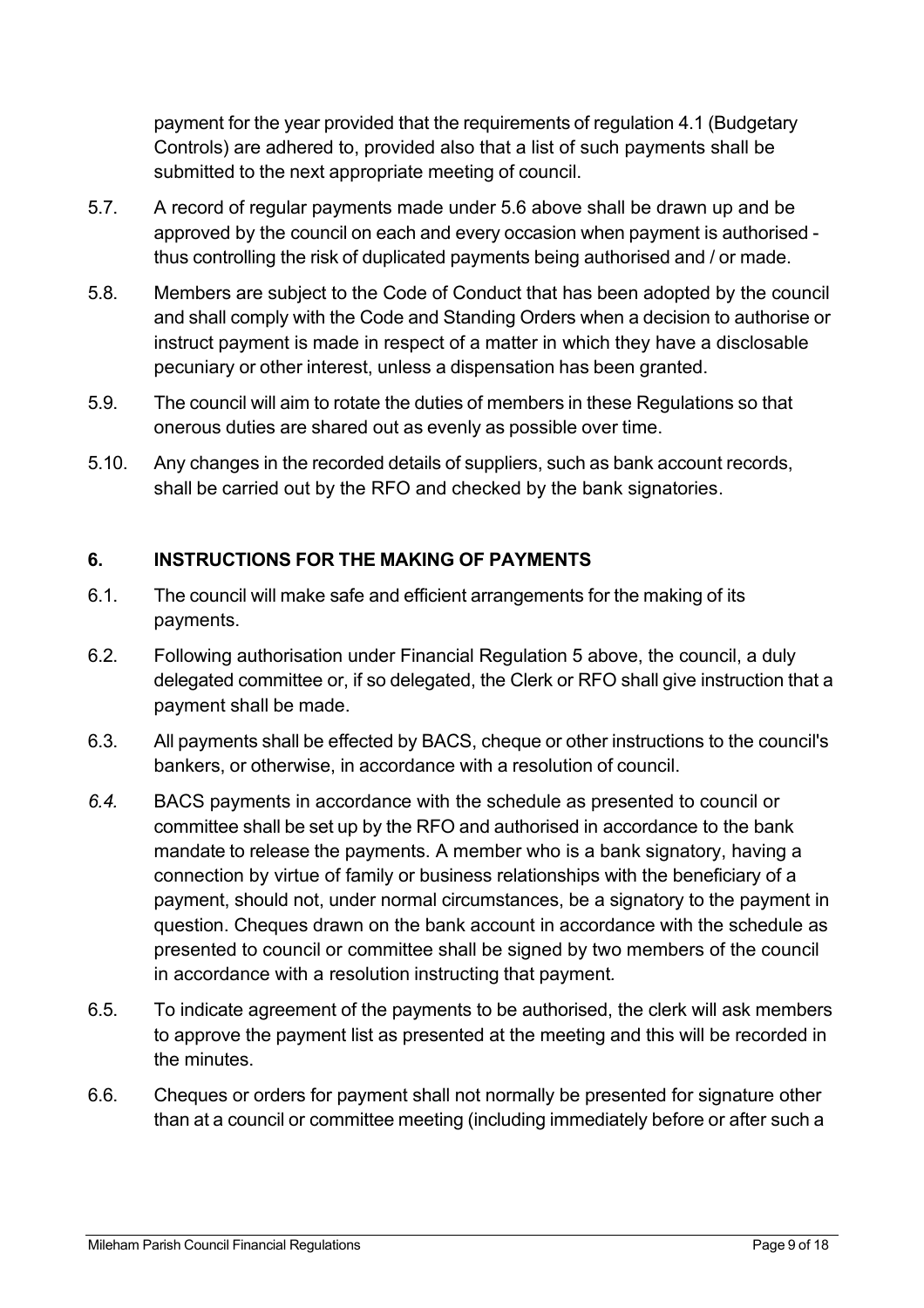payment for the year provided that the requirements of regulation 4.1 (Budgetary Controls) are adhered to, provided also that a list of such payments shall be submitted to the next appropriate meeting of council.

5.7. A record of regular payments made under 5.6 above shall be drawn up and be approved by the council on each and every occasion when payment is authorised - thus controlling the risk of duplicated payments being authorised and / or made.

5.8. Members are subject to the Code of Conduct that has been adopted by the council and shall comply with the Code and Standing Orders when a decision to authorise or instruct payment is made in respect of a matter in which they have a disclosable pecuniary or other interest, unless a dispensation has been granted.

5.9. The council will aim to rotate the duties of members in these Regulations so that onerous duties are shared out as evenly as possible over time.

5.10. Any changes in the recorded details of suppliers, such as bank account records, shall be carried out by the RFO and checked by the bank signatories.

## 6. INSTRUCTIONS FOR THE MAKING OF PAYMENTS

6.1. The council will make safe and efficient arrangements for the making of its payments.

6.2. Following authorisation under Financial Regulation 5 above, the council, a duly delegated committee or, if so delegated, the Clerk or RFO shall give instruction that a payment shall be made.

6.3. All payments shall be effected by BACS, cheque or other instructions to the council's bankers, or otherwise, in accordance with a resolution of council.

*6.4.* BACS payments in accordance with the schedule as presented to council or committee shall be set up by the RFO and authorised in accordance to the bank mandate to release the payments. A member who is a bank signatory, having a connection by virtue of family or business relationships with the beneficiary of a payment, should not, under normal circumstances, be a signatory to the payment in question. Cheques drawn on the bank account in accordance with the schedule as presented to council or committee shall be signed by two members of the council in accordance with a resolution instructing that payment*.*

6.5. To indicate agreement of the payments to be authorised, the clerk will ask members to approve the payment list as presented at the meeting and this will be recorded in the minutes.

6.6. Cheques or orders for payment shall not normally be presented for signature other than at a council or committee meeting (including immediately before or after such a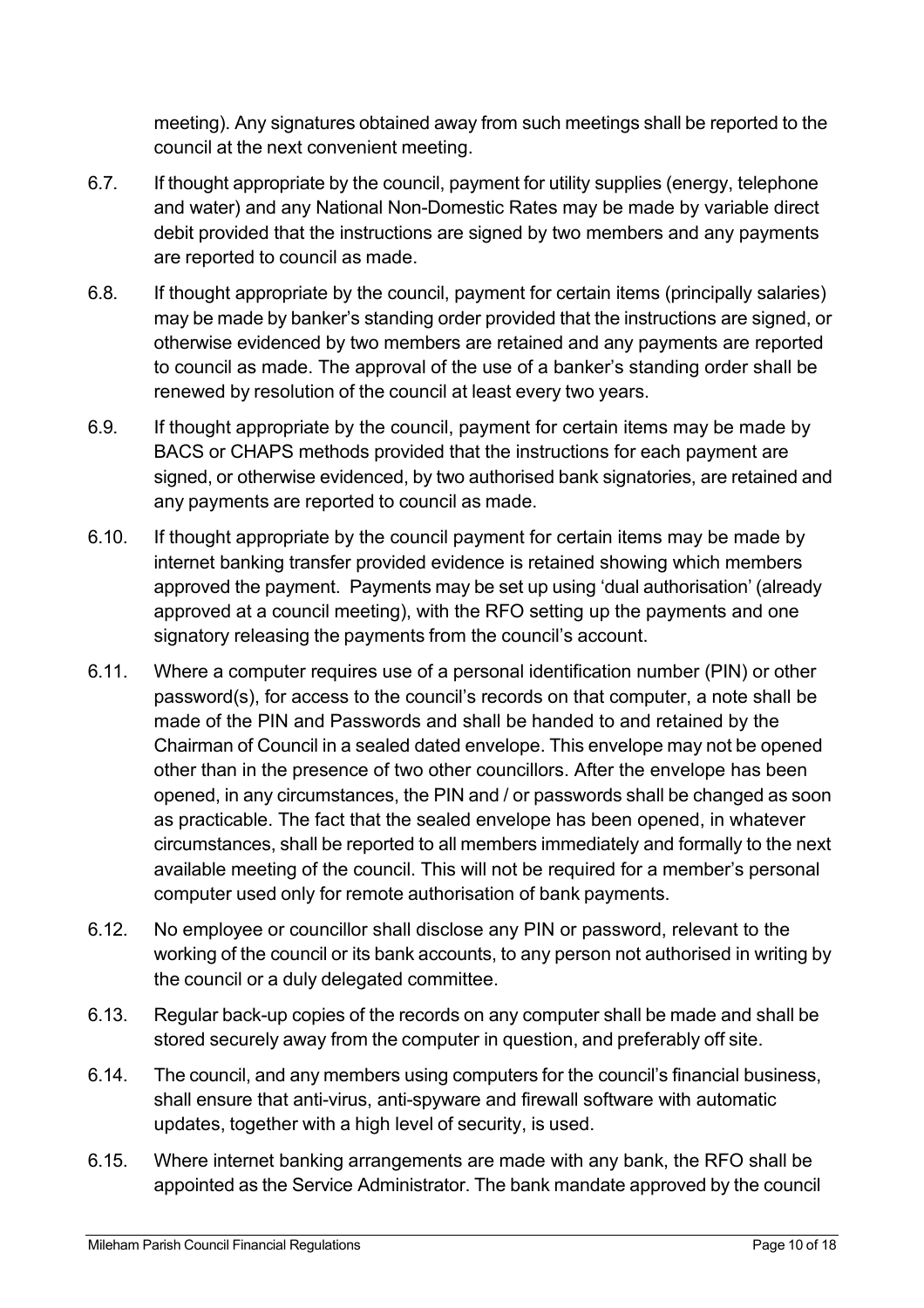meeting). Any signatures obtained away from such meetings shall be reported to the council at the next convenient meeting.

6.7. If thought appropriate by the council, payment for utility supplies (energy, telephone and water) and any National Non-Domestic Rates may be made by variable direct debit provided that the instructions are signed by two members and any payments are reported to council as made.

6.8. If thought appropriate by the council, payment for certain items (principally salaries) may be made by banker's standing order provided that the instructions are signed, or otherwise evidenced by two members are retained and any payments are reported to council as made. The approval of the use of a banker's standing order shall be renewed by resolution of the council at least every two years.

6.9. If thought appropriate by the council, payment for certain items may be made by BACS or CHAPS methods provided that the instructions for each payment are signed, or otherwise evidenced, by two authorised bank signatories, are retained and any payments are reported to council as made.

6.10. If thought appropriate by the council payment for certain items may be made by internet banking transfer provided evidence is retained showing which members approved the payment. Payments may be set up using 'dual authorisation' (already approved at a council meeting), with the RFO setting up the payments and one signatory releasing the payments from the council's account.

6.11. Where a computer requires use of a personal identification number (PIN) or other password(s), for access to the council's records on that computer, a note shall be made of the PIN and Passwords and shall be handed to and retained by the Chairman of Council in a sealed dated envelope. This envelope may not be opened other than in the presence of two other councillors. After the envelope has been opened, in any circumstances, the PIN and / or passwords shall be changed as soon as practicable. The fact that the sealed envelope has been opened, in whatever circumstances, shall be reported to all members immediately and formally to the next available meeting of the council. This will not be required for a member's personal computer used only for remote authorisation of bank payments.

6.12. No employee or councillor shall disclose any PIN or password, relevant to the working of the council or its bank accounts, to any person not authorised in writing by the council or a duly delegated committee.

6.13. Regular back-up copies of the records on any computer shall be made and shall be stored securely away from the computer in question, and preferably off site.

6.14. The council, and any members using computers for the council's financial business, shall ensure that anti-virus, anti-spyware and firewall software with automatic updates, together with a high level of security, is used.

6.15. Where internet banking arrangements are made with any bank, the RFO shall be appointed as the Service Administrator. The bank mandate approved by the council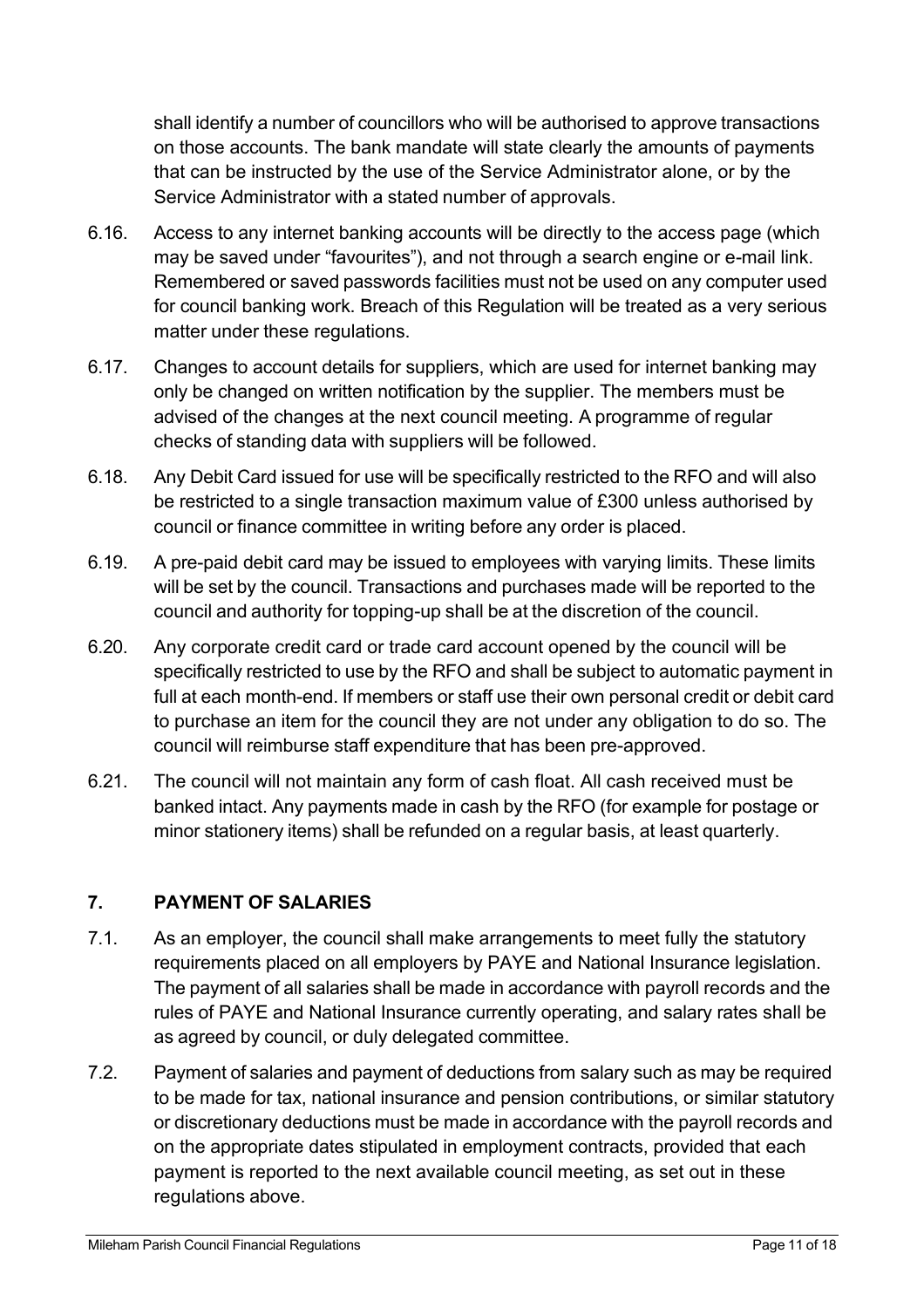shall identify a number of councillors who will be authorised to approve transactions on those accounts. The bank mandate will state clearly the amounts of payments that can be instructed by the use of the Service Administrator alone, or by the Service Administrator with a stated number of approvals.

6.16. Access to any internet banking accounts will be directly to the access page (which may be saved under "favourites"), and not through a search engine or e-mail link. Remembered or saved passwords facilities must not be used on any computer used for council banking work. Breach of this Regulation will be treated as a very serious matter under these regulations.

6.17. Changes to account details for suppliers, which are used for internet banking may only be changed on written notification by the supplier. The members must be advised of the changes at the next council meeting. A programme of regular checks of standing data with suppliers will be followed.

6.18. Any Debit Card issued for use will be specifically restricted to the RFO and will also be restricted to a single transaction maximum value of £300 unless authorised by council or finance committee in writing before any order is placed.

6.19. A pre-paid debit card may be issued to employees with varying limits. These limits will be set by the council. Transactions and purchases made will be reported to the council and authority for topping-up shall be at the discretion of the council.

6.20. Any corporate credit card or trade card account opened by the council will be specifically restricted to use by the RFO and shall be subject to automatic payment in full at each month-end. If members or staff use their own personal credit or debit card to purchase an item for the council they are not under any obligation to do so. The council will reimburse staff expenditure that has been pre-approved.

6.21. The council will not maintain any form of cash float. All cash received must be banked intact. Any payments made in cash by the RFO (for example for postage or minor stationery items) shall be refunded on a regular basis, at least quarterly.

## 7. PAYMENT OF SALARIES

7.1. As an employer, the council shall make arrangements to meet fully the statutory requirements placed on all employers by PAYE and National Insurance legislation. The payment of all salaries shall be made in accordance with payroll records and the rules of PAYE and National Insurance currently operating, and salary rates shall be as agreed by council, or duly delegated committee.

7.2. Payment of salaries and payment of deductions from salary such as may be required to be made for tax, national insurance and pension contributions, or similar statutory or discretionary deductions must be made in accordance with the payroll records and on the appropriate dates stipulated in employment contracts, provided that each payment is reported to the next available council meeting, as set out in these regulations above.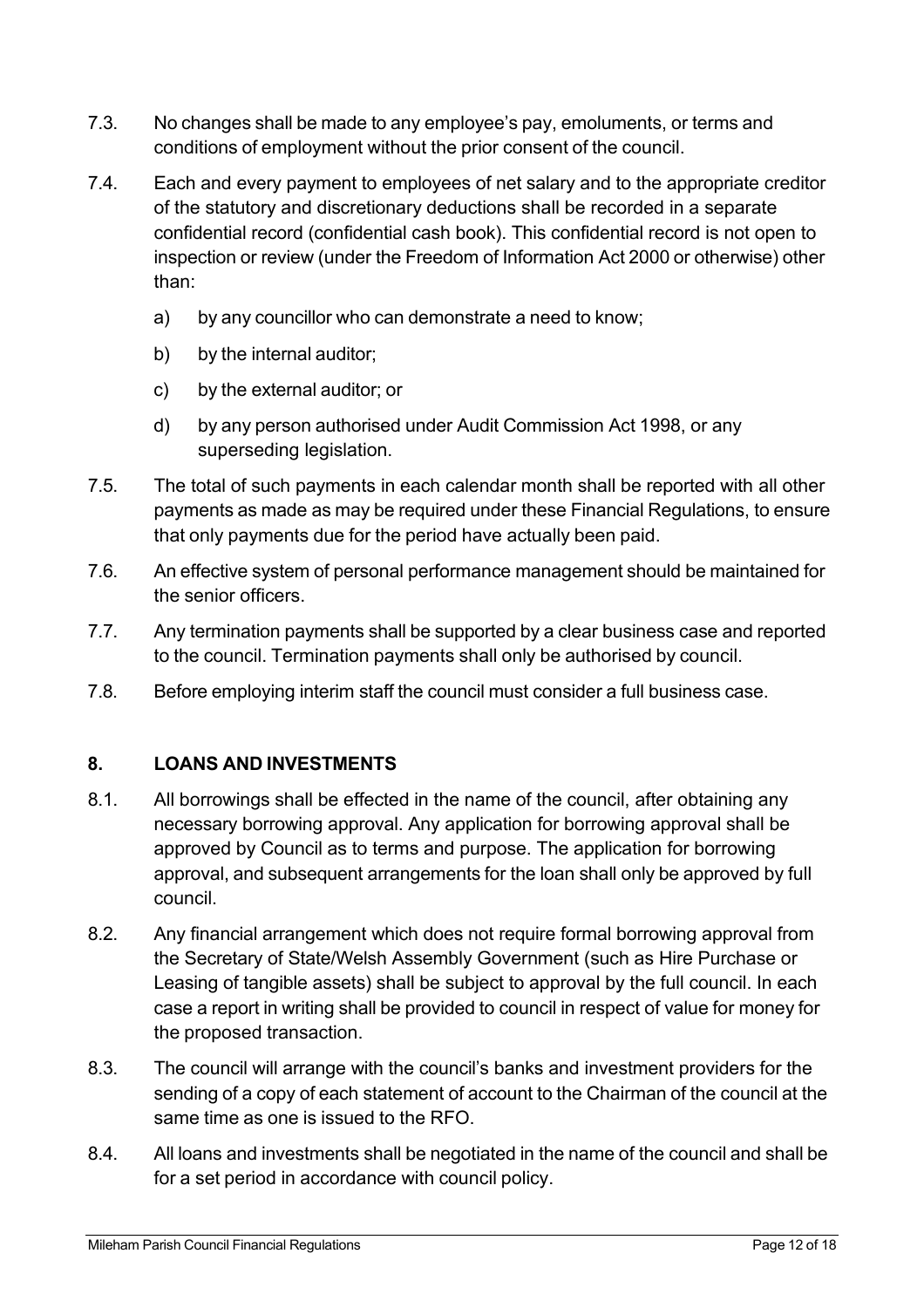7.3. No changes shall be made to any employee's pay, emoluments, or terms and conditions of employment without the prior consent of the council.

7.4. Each and every payment to employees of net salary and to the appropriate creditor of the statutory and discretionary deductions shall be recorded in a separate confidential record (confidential cash book). This confidential record is not open to inspection or review (under the Freedom of Information Act 2000 or otherwise) other than:

   a) by any councillor who can demonstrate a need to know;

   b) by the internal auditor;

   c) by the external auditor; or

   d) by any person authorised under Audit Commission Act 1998, or any superseding legislation.

7.5. The total of such payments in each calendar month shall be reported with all other payments as made as may be required under these Financial Regulations, to ensure that only payments due for the period have actually been paid.

7.6. An effective system of personal performance management should be maintained for the senior officers.

7.7. Any termination payments shall be supported by a clear business case and reported to the council. Termination payments shall only be authorised by council.

7.8. Before employing interim staff the council must consider a full business case.

## 8. LOANS AND INVESTMENTS

8.1. All borrowings shall be effected in the name of the council, after obtaining any necessary borrowing approval. Any application for borrowing approval shall be approved by Council as to terms and purpose. The application for borrowing approval, and subsequent arrangements for the loan shall only be approved by full council.

8.2. Any financial arrangement which does not require formal borrowing approval from the Secretary of State/Welsh Assembly Government (such as Hire Purchase or Leasing of tangible assets) shall be subject to approval by the full council. In each case a report in writing shall be provided to council in respect of value for money for the proposed transaction.

8.3. The council will arrange with the council's banks and investment providers for the sending of a copy of each statement of account to the Chairman of the council at the same time as one is issued to the RFO.

8.4. All loans and investments shall be negotiated in the name of the council and shall be for a set period in accordance with council policy.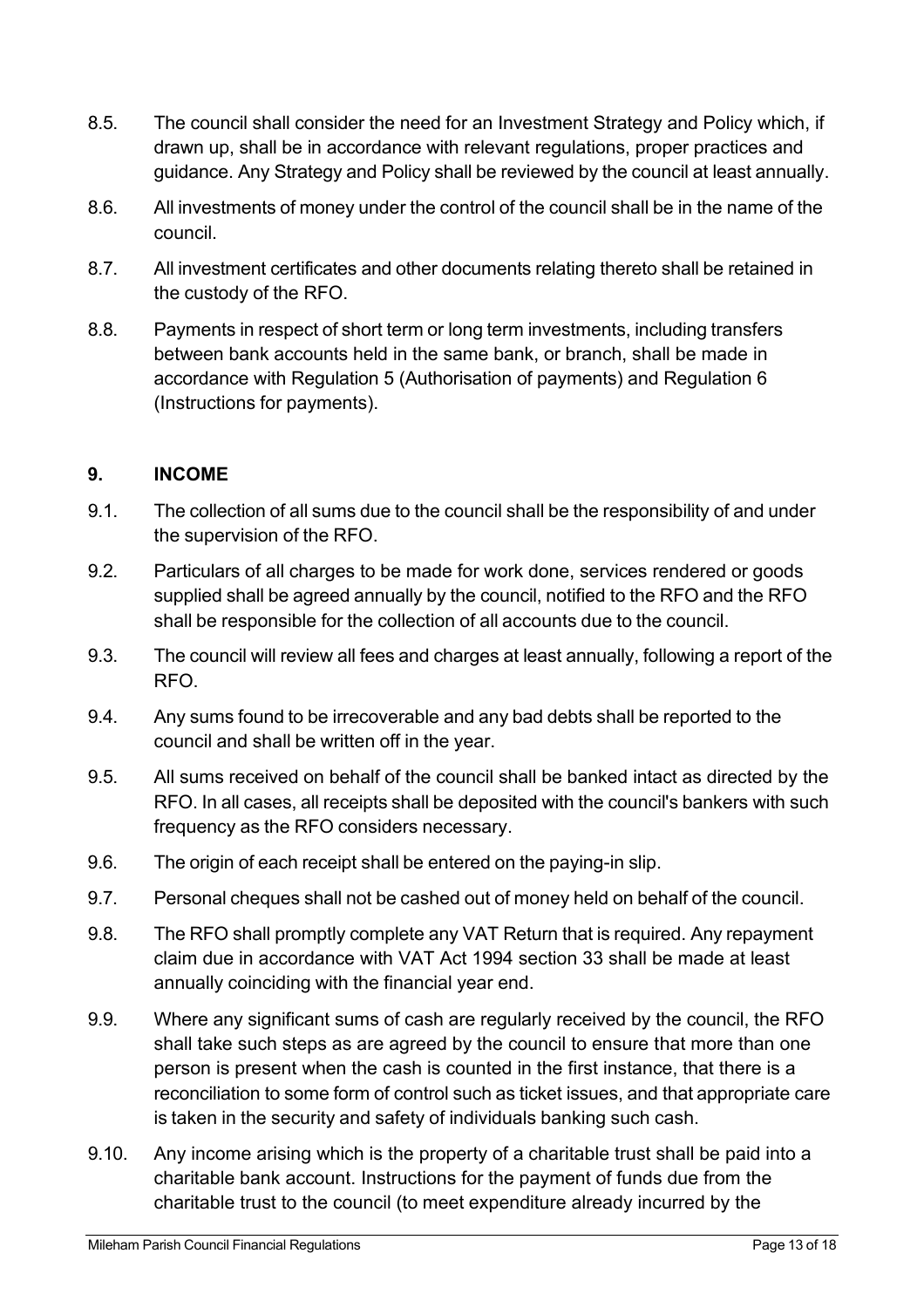8.5. The council shall consider the need for an Investment Strategy and Policy which, if drawn up, shall be in accordance with relevant regulations, proper practices and guidance. Any Strategy and Policy shall be reviewed by the council at least annually.

8.6. All investments of money under the control of the council shall be in the name of the council.

8.7. All investment certificates and other documents relating thereto shall be retained in the custody of the RFO.

8.8. Payments in respect of short term or long term investments, including transfers between bank accounts held in the same bank, or branch, shall be made in accordance with Regulation 5 (Authorisation of payments) and Regulation 6 (Instructions for payments).

## 9. INCOME

9.1. The collection of all sums due to the council shall be the responsibility of and under the supervision of the RFO.

9.2. Particulars of all charges to be made for work done, services rendered or goods supplied shall be agreed annually by the council, notified to the RFO and the RFO shall be responsible for the collection of all accounts due to the council.

9.3. The council will review all fees and charges at least annually, following a report of the RFO.

9.4. Any sums found to be irrecoverable and any bad debts shall be reported to the council and shall be written off in the year.

9.5. All sums received on behalf of the council shall be banked intact as directed by the RFO. In all cases, all receipts shall be deposited with the council's bankers with such frequency as the RFO considers necessary.

9.6. The origin of each receipt shall be entered on the paying-in slip.

9.7. Personal cheques shall not be cashed out of money held on behalf of the council.

9.8. The RFO shall promptly complete any VAT Return that is required. Any repayment claim due in accordance with VAT Act 1994 section 33 shall be made at least annually coinciding with the financial year end.

9.9. Where any significant sums of cash are regularly received by the council, the RFO shall take such steps as are agreed by the council to ensure that more than one person is present when the cash is counted in the first instance, that there is a reconciliation to some form of control such as ticket issues, and that appropriate care is taken in the security and safety of individuals banking such cash.

9.10. Any income arising which is the property of a charitable trust shall be paid into a charitable bank account. Instructions for the payment of funds due from the charitable trust to the council (to meet expenditure already incurred by the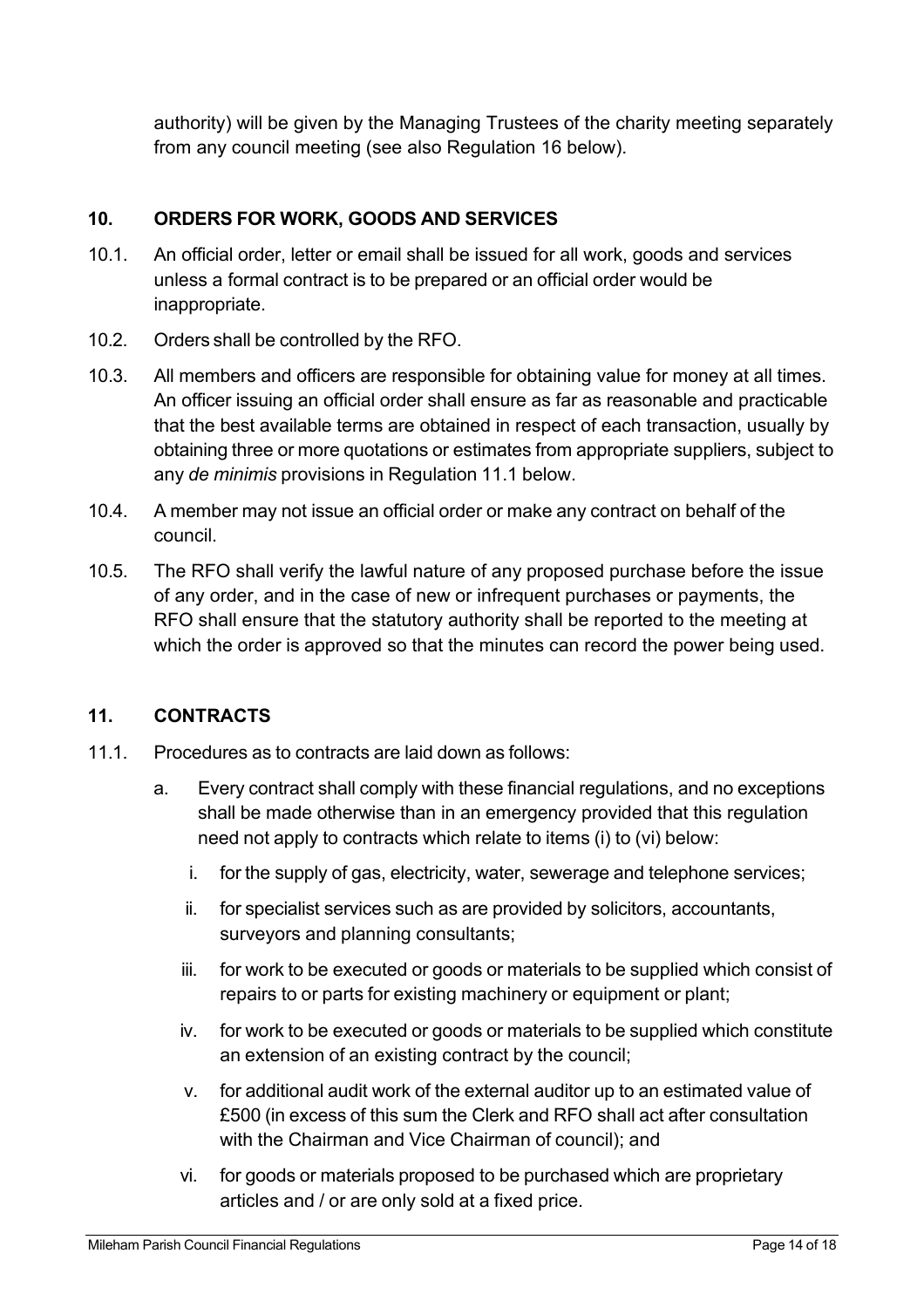authority) will be given by the Managing Trustees of the charity meeting separately from any council meeting (see also Regulation 16 below).

## 10. ORDERS FOR WORK, GOODS AND SERVICES

10.1. An official order, letter or email shall be issued for all work, goods and services unless a formal contract is to be prepared or an official order would be inappropriate.

10.2. Orders shall be controlled by the RFO.

10.3. All members and officers are responsible for obtaining value for money at all times. An officer issuing an official order shall ensure as far as reasonable and practicable that the best available terms are obtained in respect of each transaction, usually by obtaining three or more quotations or estimates from appropriate suppliers, subject to any *de minimis* provisions in Regulation 11.1 below.

10.4. A member may not issue an official order or make any contract on behalf of the council.

10.5. The RFO shall verify the lawful nature of any proposed purchase before the issue of any order, and in the case of new or infrequent purchases or payments, the RFO shall ensure that the statutory authority shall be reported to the meeting at which the order is approved so that the minutes can record the power being used.

## 11. CONTRACTS

11.1. Procedures as to contracts are laid down as follows:

a. Every contract shall comply with these financial regulations, and no exceptions shall be made otherwise than in an emergency provided that this regulation need not apply to contracts which relate to items (i) to (vi) below:

   i. for the supply of gas, electricity, water, sewerage and telephone services;

   ii. for specialist services such as are provided by solicitors, accountants, surveyors and planning consultants;

   iii. for work to be executed or goods or materials to be supplied which consist of repairs to or parts for existing machinery or equipment or plant;

   iv. for work to be executed or goods or materials to be supplied which constitute an extension of an existing contract by the council;

   v. for additional audit work of the external auditor up to an estimated value of £500 (in excess of this sum the Clerk and RFO shall act after consultation with the Chairman and Vice Chairman of council); and

   vi. for goods or materials proposed to be purchased which are proprietary articles and / or are only sold at a fixed price.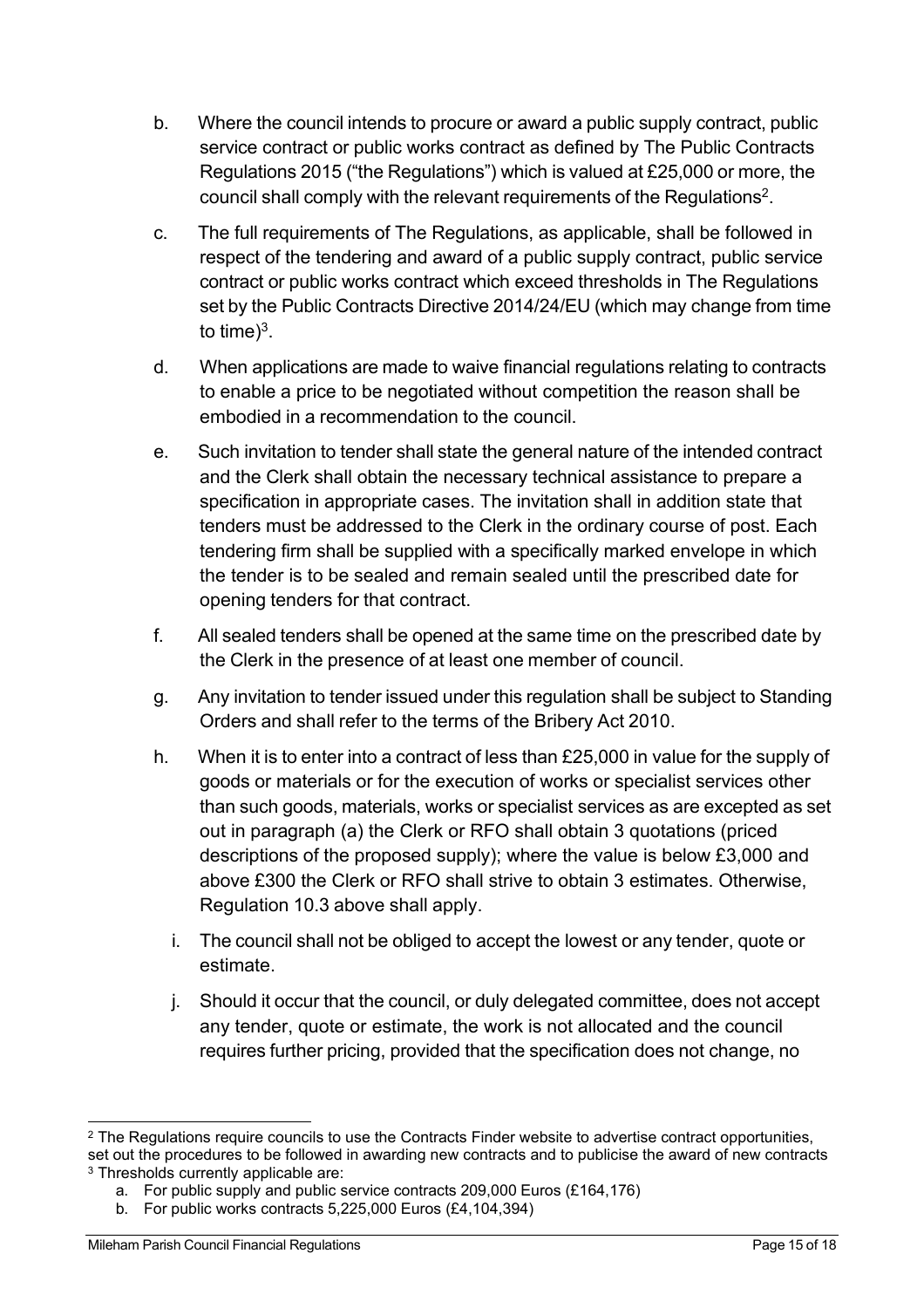b. Where the council intends to procure or award a public supply contract, public service contract or public works contract as defined by The Public Contracts Regulations 2015 ("the Regulations") which is valued at £25,000 or more, the council shall comply with the relevant requirements of the Regulations[2].

c. The full requirements of The Regulations, as applicable, shall be followed in respect of the tendering and award of a public supply contract, public service contract or public works contract which exceed thresholds in The Regulations set by the Public Contracts Directive 2014/24/EU (which may change from time to time)[3].

d. When applications are made to waive financial regulations relating to contracts to enable a price to be negotiated without competition the reason shall be embodied in a recommendation to the council.

e. Such invitation to tender shall state the general nature of the intended contract and the Clerk shall obtain the necessary technical assistance to prepare a specification in appropriate cases. The invitation shall in addition state that tenders must be addressed to the Clerk in the ordinary course of post. Each tendering firm shall be supplied with a specifically marked envelope in which the tender is to be sealed and remain sealed until the prescribed date for opening tenders for that contract.

f. All sealed tenders shall be opened at the same time on the prescribed date by the Clerk in the presence of at least one member of council.

g. Any invitation to tender issued under this regulation shall be subject to Standing Orders and shall refer to the terms of the Bribery Act 2010.

h. When it is to enter into a contract of less than £25,000 in value for the supply of goods or materials or for the execution of works or specialist services other than such goods, materials, works or specialist services as are excepted as set out in paragraph (a) the Clerk or RFO shall obtain 3 quotations (priced descriptions of the proposed supply); where the value is below £3,000 and above £300 the Clerk or RFO shall strive to obtain 3 estimates. Otherwise, Regulation 10.3 above shall apply.

i. The council shall not be obliged to accept the lowest or any tender, quote or estimate.

j. Should it occur that the council, or duly delegated committee, does not accept any tender, quote or estimate, the work is not allocated and the council requires further pricing, provided that the specification does not change, no

---

[2] The Regulations require councils to use the Contracts Finder website to advertise contract opportunities, set out the procedures to be followed in awarding new contracts and to publicise the award of new contracts

[3] Thresholds currently applicable are:

a. For public supply and public service contracts 209,000 Euros (£164,176)
b. For public works contracts 5,225,000 Euros (£4,104,394)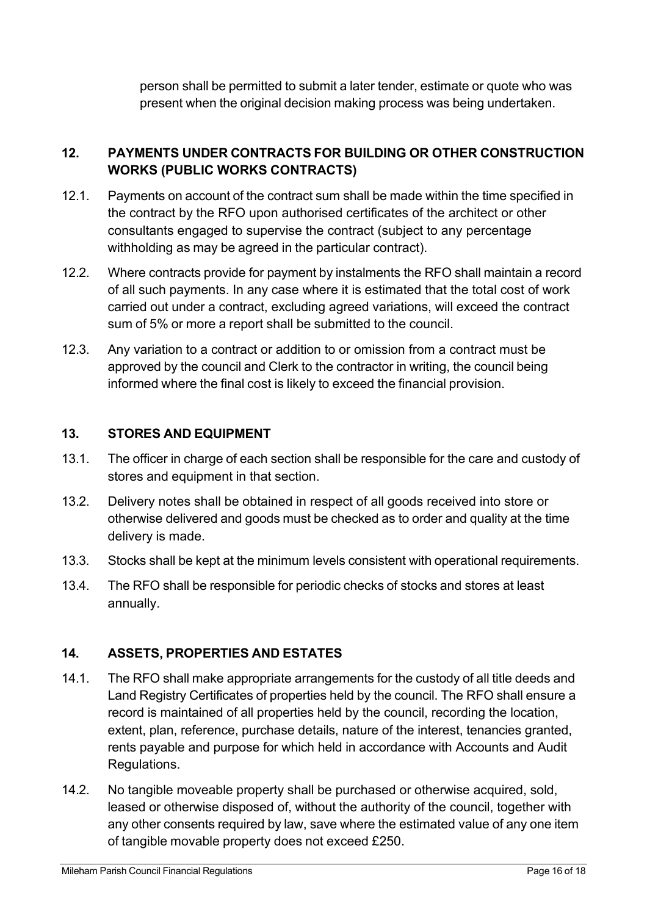person shall be permitted to submit a later tender, estimate or quote who was present when the original decision making process was being undertaken.

## 12. PAYMENTS UNDER CONTRACTS FOR BUILDING OR OTHER CONSTRUCTION WORKS (PUBLIC WORKS CONTRACTS)

12.1. Payments on account of the contract sum shall be made within the time specified in the contract by the RFO upon authorised certificates of the architect or other consultants engaged to supervise the contract (subject to any percentage withholding as may be agreed in the particular contract).

12.2. Where contracts provide for payment by instalments the RFO shall maintain a record of all such payments. In any case where it is estimated that the total cost of work carried out under a contract, excluding agreed variations, will exceed the contract sum of 5% or more a report shall be submitted to the council.

12.3. Any variation to a contract or addition to or omission from a contract must be approved by the council and Clerk to the contractor in writing, the council being informed where the final cost is likely to exceed the financial provision.

## 13. STORES AND EQUIPMENT

13.1. The officer in charge of each section shall be responsible for the care and custody of stores and equipment in that section.

13.2. Delivery notes shall be obtained in respect of all goods received into store or otherwise delivered and goods must be checked as to order and quality at the time delivery is made.

13.3. Stocks shall be kept at the minimum levels consistent with operational requirements.

13.4. The RFO shall be responsible for periodic checks of stocks and stores at least annually.

## 14. ASSETS, PROPERTIES AND ESTATES

14.1. The RFO shall make appropriate arrangements for the custody of all title deeds and Land Registry Certificates of properties held by the council. The RFO shall ensure a record is maintained of all properties held by the council, recording the location, extent, plan, reference, purchase details, nature of the interest, tenancies granted, rents payable and purpose for which held in accordance with Accounts and Audit Regulations.

14.2. No tangible moveable property shall be purchased or otherwise acquired, sold, leased or otherwise disposed of, without the authority of the council, together with any other consents required by law, save where the estimated value of any one item of tangible movable property does not exceed £250.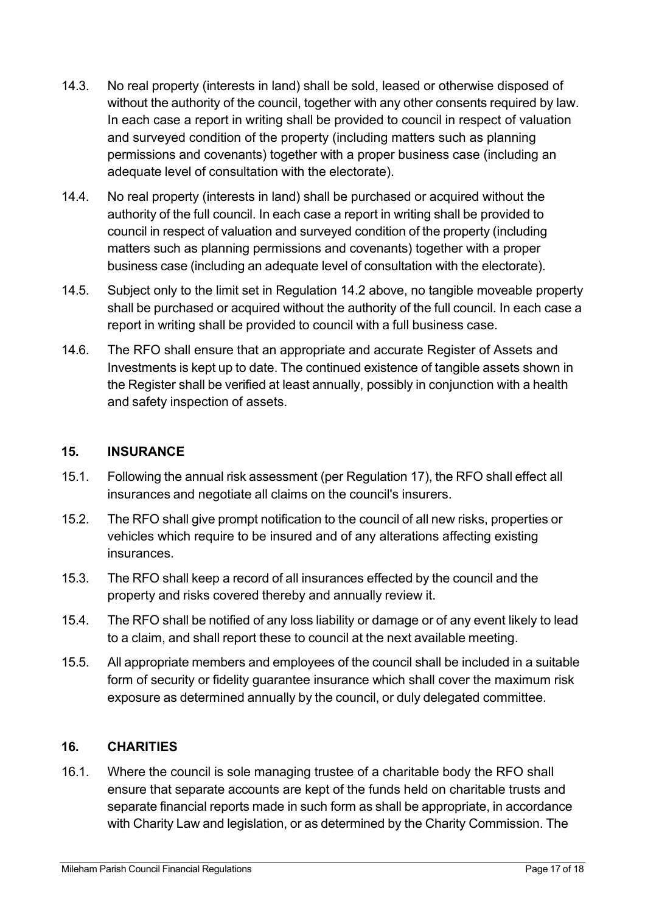14.3. No real property (interests in land) shall be sold, leased or otherwise disposed of without the authority of the council, together with any other consents required by law. In each case a report in writing shall be provided to council in respect of valuation and surveyed condition of the property (including matters such as planning permissions and covenants) together with a proper business case (including an adequate level of consultation with the electorate).

14.4. No real property (interests in land) shall be purchased or acquired without the authority of the full council. In each case a report in writing shall be provided to council in respect of valuation and surveyed condition of the property (including matters such as planning permissions and covenants) together with a proper business case (including an adequate level of consultation with the electorate).

14.5. Subject only to the limit set in Regulation 14.2 above, no tangible moveable property shall be purchased or acquired without the authority of the full council. In each case a report in writing shall be provided to council with a full business case.

14.6. The RFO shall ensure that an appropriate and accurate Register of Assets and Investments is kept up to date. The continued existence of tangible assets shown in the Register shall be verified at least annually, possibly in conjunction with a health and safety inspection of assets.

## 15. INSURANCE

15.1. Following the annual risk assessment (per Regulation 17), the RFO shall effect all insurances and negotiate all claims on the council's insurers.

15.2. The RFO shall give prompt notification to the council of all new risks, properties or vehicles which require to be insured and of any alterations affecting existing insurances.

15.3. The RFO shall keep a record of all insurances effected by the council and the property and risks covered thereby and annually review it.

15.4. The RFO shall be notified of any loss liability or damage or of any event likely to lead to a claim, and shall report these to council at the next available meeting.

15.5. All appropriate members and employees of the council shall be included in a suitable form of security or fidelity guarantee insurance which shall cover the maximum risk exposure as determined annually by the council, or duly delegated committee.

## 16. CHARITIES

16.1. Where the council is sole managing trustee of a charitable body the RFO shall ensure that separate accounts are kept of the funds held on charitable trusts and separate financial reports made in such form as shall be appropriate, in accordance with Charity Law and legislation, or as determined by the Charity Commission. The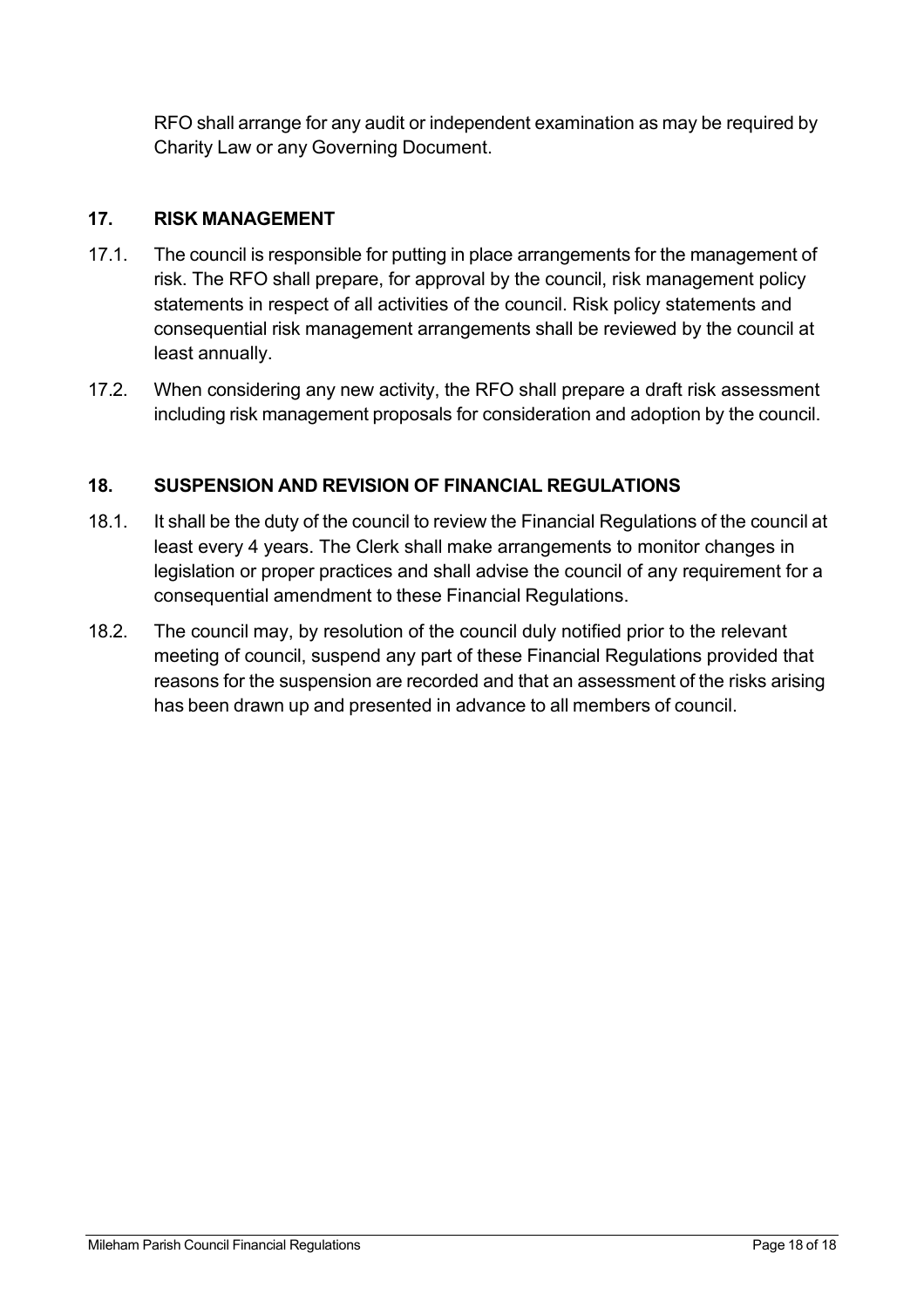RFO shall arrange for any audit or independent examination as may be required by Charity Law or any Governing Document.

## 17. RISK MANAGEMENT

17.1. The council is responsible for putting in place arrangements for the management of risk. The RFO shall prepare, for approval by the council, risk management policy statements in respect of all activities of the council. Risk policy statements and consequential risk management arrangements shall be reviewed by the council at least annually.

17.2. When considering any new activity, the RFO shall prepare a draft risk assessment including risk management proposals for consideration and adoption by the council.

## 18. SUSPENSION AND REVISION OF FINANCIAL REGULATIONS

18.1. It shall be the duty of the council to review the Financial Regulations of the council at least every 4 years. The Clerk shall make arrangements to monitor changes in legislation or proper practices and shall advise the council of any requirement for a consequential amendment to these Financial Regulations.

18.2. The council may, by resolution of the council duly notified prior to the relevant meeting of council, suspend any part of these Financial Regulations provided that reasons for the suspension are recorded and that an assessment of the risks arising has been drawn up and presented in advance to all members of council.